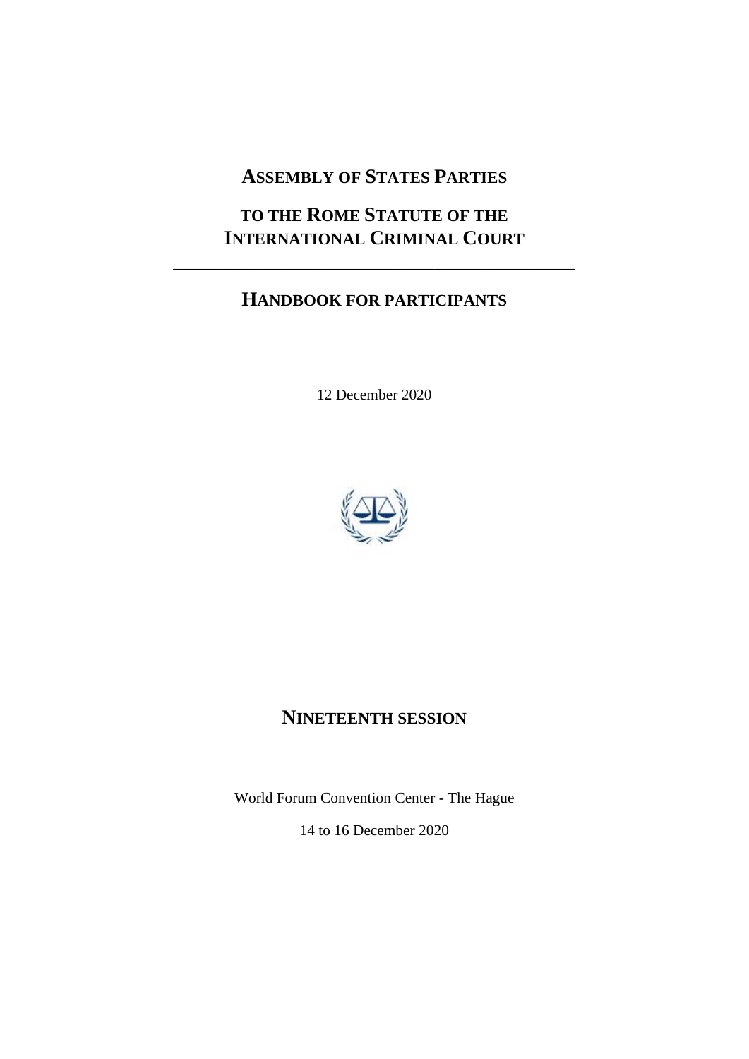# ASSEMBLY OF STATES PARTIES

# TO THE ROME STATUTE OF THE INTERNATIONAL CRIMINAL COURT

---

## HANDBOOK FOR PARTICIPANTS

12 December 2020

## NINETEENTH SESSION

World Forum Convention Center - The Hague

14 to 16 December 2020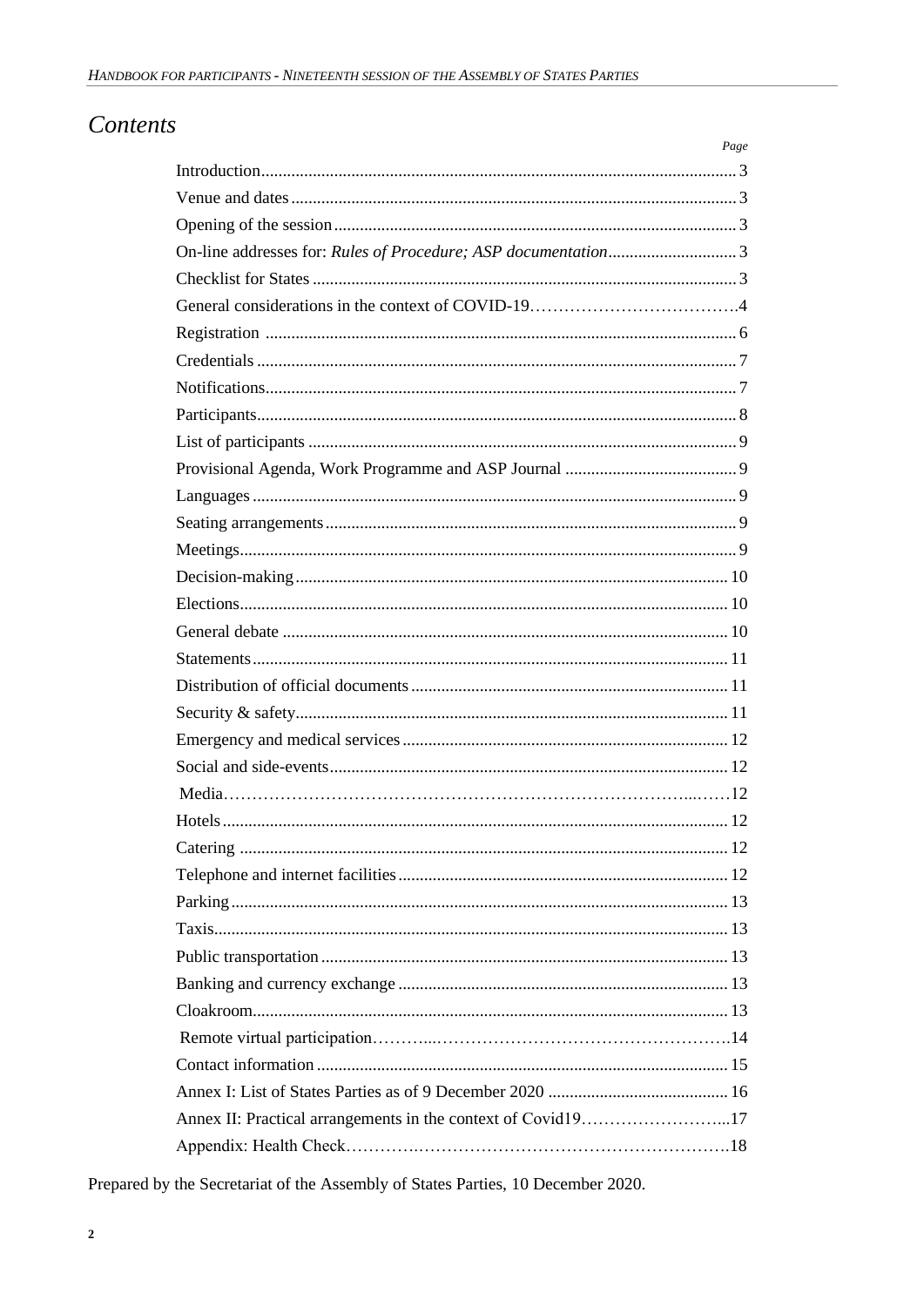# Contents

| | Page |
|---|---|
| Introduction | 3 |
| Venue and dates | 3 |
| Opening of the session | 3 |
| On-line addresses for: *Rules of Procedure; ASP documentation* | 3 |
| Checklist for States | 3 |
| General considerations in the context of COVID-19 | 4 |
| Registration | 6 |
| Credentials | 7 |
| Notifications | 7 |
| Participants | 8 |
| List of participants | 9 |
| Provisional Agenda, Work Programme and ASP Journal | 9 |
| Languages | 9 |
| Seating arrangements | 9 |
| Meetings | 9 |
| Decision-making | 10 |
| Elections | 10 |
| General debate | 10 |
| Statements | 11 |
| Distribution of official documents | 11 |
| Security & safety | 11 |
| Emergency and medical services | 12 |
| Social and side-events | 12 |
| Media | 12 |
| Hotels | 12 |
| Catering | 12 |
| Telephone and internet facilities | 12 |
| Parking | 13 |
| Taxis | 13 |
| Public transportation | 13 |
| Banking and currency exchange | 13 |
| Cloakroom | 13 |
| Remote virtual participation | 14 |
| Contact information | 15 |
| Annex I: List of States Parties as of 9 December 2020 | 16 |
| Annex II: Practical arrangements in the context of Covid19 | 17 |
| Appendix: Health Check | 18 |

Prepared by the Secretariat of the Assembly of States Parties, 10 December 2020.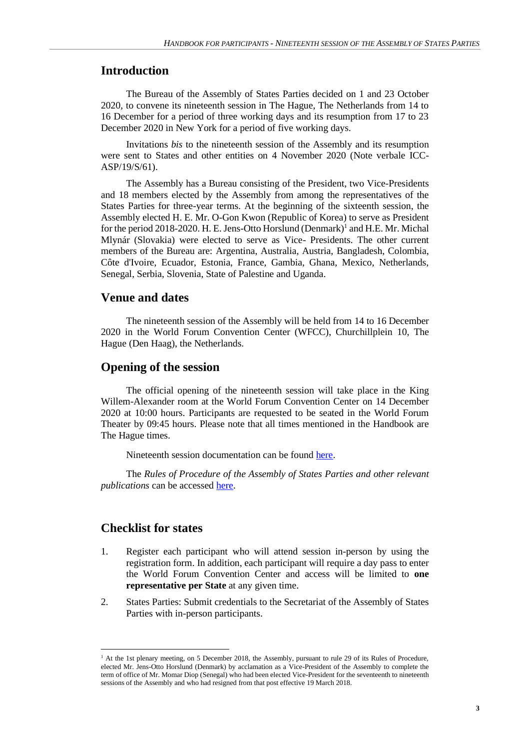## Introduction

The Bureau of the Assembly of States Parties decided on 1 and 23 October 2020, to convene its nineteenth session in The Hague, The Netherlands from 14 to 16 December for a period of three working days and its resumption from 17 to 23 December 2020 in New York for a period of five working days.

Invitations *bis* to the nineteenth session of the Assembly and its resumption were sent to States and other entities on 4 November 2020 (Note verbale ICC-ASP/19/S/61).

The Assembly has a Bureau consisting of the President, two Vice-Presidents and 18 members elected by the Assembly from among the representatives of the States Parties for three-year terms. At the beginning of the sixteenth session, the Assembly elected H. E. Mr. O-Gon Kwon (Republic of Korea) to serve as President for the period 2018-2020. H. E. Jens-Otto Horslund (Denmark)[1] and H.E. Mr. Michal Mlynár (Slovakia) were elected to serve as Vice- Presidents. The other current members of the Bureau are: Argentina, Australia, Austria, Bangladesh, Colombia, Côte d'Ivoire, Ecuador, Estonia, France, Gambia, Ghana, Mexico, Netherlands, Senegal, Serbia, Slovenia, State of Palestine and Uganda.

## Venue and dates

The nineteenth session of the Assembly will be held from 14 to 16 December 2020 in the World Forum Convention Center (WFCC), Churchillplein 10, The Hague (Den Haag), the Netherlands.

## Opening of the session

The official opening of the nineteenth session will take place in the King Willem-Alexander room at the World Forum Convention Center on 14 December 2020 at 10:00 hours. Participants are requested to be seated in the World Forum Theater by 09:45 hours. Please note that all times mentioned in the Handbook are The Hague times.

Nineteenth session documentation can be found here.

The *Rules of Procedure of the Assembly of States Parties and other relevant publications* can be accessed here.

## Checklist for states

1. Register each participant who will attend session in-person by using the registration form. In addition, each participant will require a day pass to enter the World Forum Convention Center and access will be limited to **one representative per State** at any given time.
2. States Parties: Submit credentials to the Secretariat of the Assembly of States Parties with in-person participants.

[1] At the 1st plenary meeting, on 5 December 2018, the Assembly, pursuant to rule 29 of its Rules of Procedure, elected Mr. Jens-Otto Horslund (Denmark) by acclamation as a Vice-President of the Assembly to complete the term of office of Mr. Momar Diop (Senegal) who had been elected Vice-President for the seventeenth to nineteenth sessions of the Assembly and who had resigned from that post effective 19 March 2018.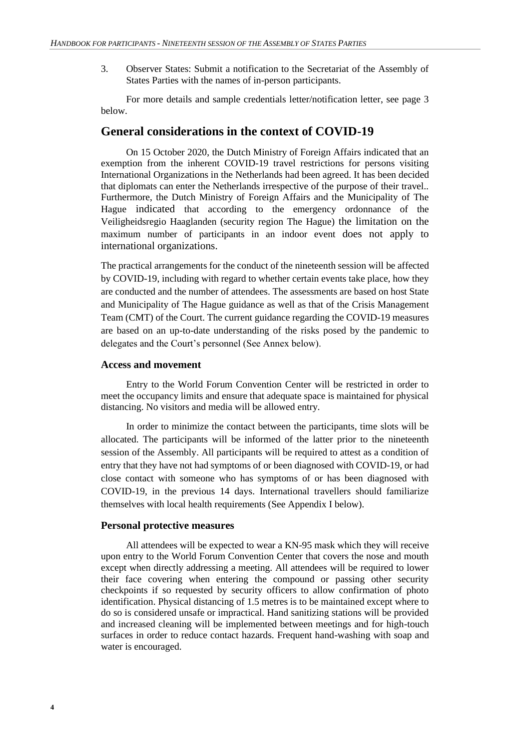3. Observer States: Submit a notification to the Secretariat of the Assembly of States Parties with the names of in-person participants.

For more details and sample credentials letter/notification letter, see page 3 below.

## General considerations in the context of COVID-19

On 15 October 2020, the Dutch Ministry of Foreign Affairs indicated that an exemption from the inherent COVID-19 travel restrictions for persons visiting International Organizations in the Netherlands had been agreed. It has been decided that diplomats can enter the Netherlands irrespective of the purpose of their travel.. Furthermore, the Dutch Ministry of Foreign Affairs and the Municipality of The Hague indicated that according to the emergency ordonnance of the Veiligheidsregio Haaglanden (security region The Hague) the limitation on the maximum number of participants in an indoor event does not apply to international organizations.

The practical arrangements for the conduct of the nineteenth session will be affected by COVID-19, including with regard to whether certain events take place, how they are conducted and the number of attendees. The assessments are based on host State and Municipality of The Hague guidance as well as that of the Crisis Management Team (CMT) of the Court. The current guidance regarding the COVID-19 measures are based on an up-to-date understanding of the risks posed by the pandemic to delegates and the Court's personnel (See Annex below).

### Access and movement

Entry to the World Forum Convention Center will be restricted in order to meet the occupancy limits and ensure that adequate space is maintained for physical distancing. No visitors and media will be allowed entry.

In order to minimize the contact between the participants, time slots will be allocated. The participants will be informed of the latter prior to the nineteenth session of the Assembly. All participants will be required to attest as a condition of entry that they have not had symptoms of or been diagnosed with COVID-19, or had close contact with someone who has symptoms of or has been diagnosed with COVID-19, in the previous 14 days. International travellers should familiarize themselves with local health requirements (See Appendix I below).

### Personal protective measures

All attendees will be expected to wear a KN-95 mask which they will receive upon entry to the World Forum Convention Center that covers the nose and mouth except when directly addressing a meeting. All attendees will be required to lower their face covering when entering the compound or passing other security checkpoints if so requested by security officers to allow confirmation of photo identification. Physical distancing of 1.5 metres is to be maintained except where to do so is considered unsafe or impractical. Hand sanitizing stations will be provided and increased cleaning will be implemented between meetings and for high-touch surfaces in order to reduce contact hazards. Frequent hand-washing with soap and water is encouraged.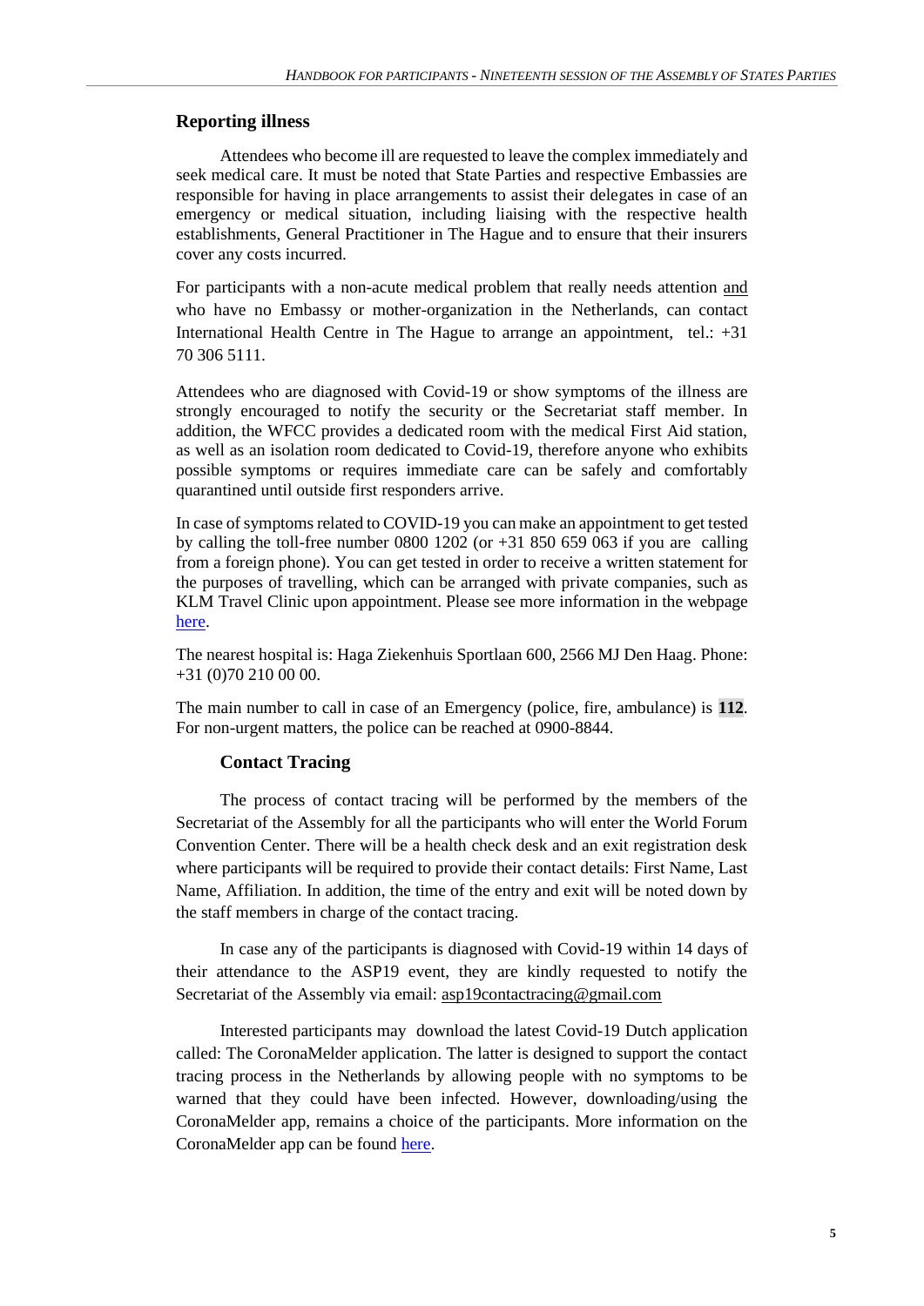## Reporting illness

Attendees who become ill are requested to leave the complex immediately and seek medical care. It must be noted that State Parties and respective Embassies are responsible for having in place arrangements to assist their delegates in case of an emergency or medical situation, including liaising with the respective health establishments, General Practitioner in The Hague and to ensure that their insurers cover any costs incurred.

For participants with a non-acute medical problem that really needs attention and who have no Embassy or mother-organization in the Netherlands, can contact International Health Centre in The Hague to arrange an appointment, tel.: +31 70 306 5111.

Attendees who are diagnosed with Covid-19 or show symptoms of the illness are strongly encouraged to notify the security or the Secretariat staff member. In addition, the WFCC provides a dedicated room with the medical First Aid station, as well as an isolation room dedicated to Covid-19, therefore anyone who exhibits possible symptoms or requires immediate care can be safely and comfortably quarantined until outside first responders arrive.

In case of symptoms related to COVID-19 you can make an appointment to get tested by calling the toll-free number 0800 1202 (or +31 850 659 063 if you are calling from a foreign phone). You can get tested in order to receive a written statement for the purposes of travelling, which can be arranged with private companies, such as KLM Travel Clinic upon appointment. Please see more information in the webpage here.

The nearest hospital is: Haga Ziekenhuis Sportlaan 600, 2566 MJ Den Haag. Phone: +31 (0)70 210 00 00.

The main number to call in case of an Emergency (police, fire, ambulance) is **112**. For non-urgent matters, the police can be reached at 0900-8844.

## Contact Tracing

The process of contact tracing will be performed by the members of the Secretariat of the Assembly for all the participants who will enter the World Forum Convention Center. There will be a health check desk and an exit registration desk where participants will be required to provide their contact details: First Name, Last Name, Affiliation. In addition, the time of the entry and exit will be noted down by the staff members in charge of the contact tracing.

In case any of the participants is diagnosed with Covid-19 within 14 days of their attendance to the ASP19 event, they are kindly requested to notify the Secretariat of the Assembly via email: asp19contacttracing@gmail.com

Interested participants may download the latest Covid-19 Dutch application called: The CoronaMelder application. The latter is designed to support the contact tracing process in the Netherlands by allowing people with no symptoms to be warned that they could have been infected. However, downloading/using the CoronaMelder app, remains a choice of the participants. More information on the CoronaMelder app can be found here.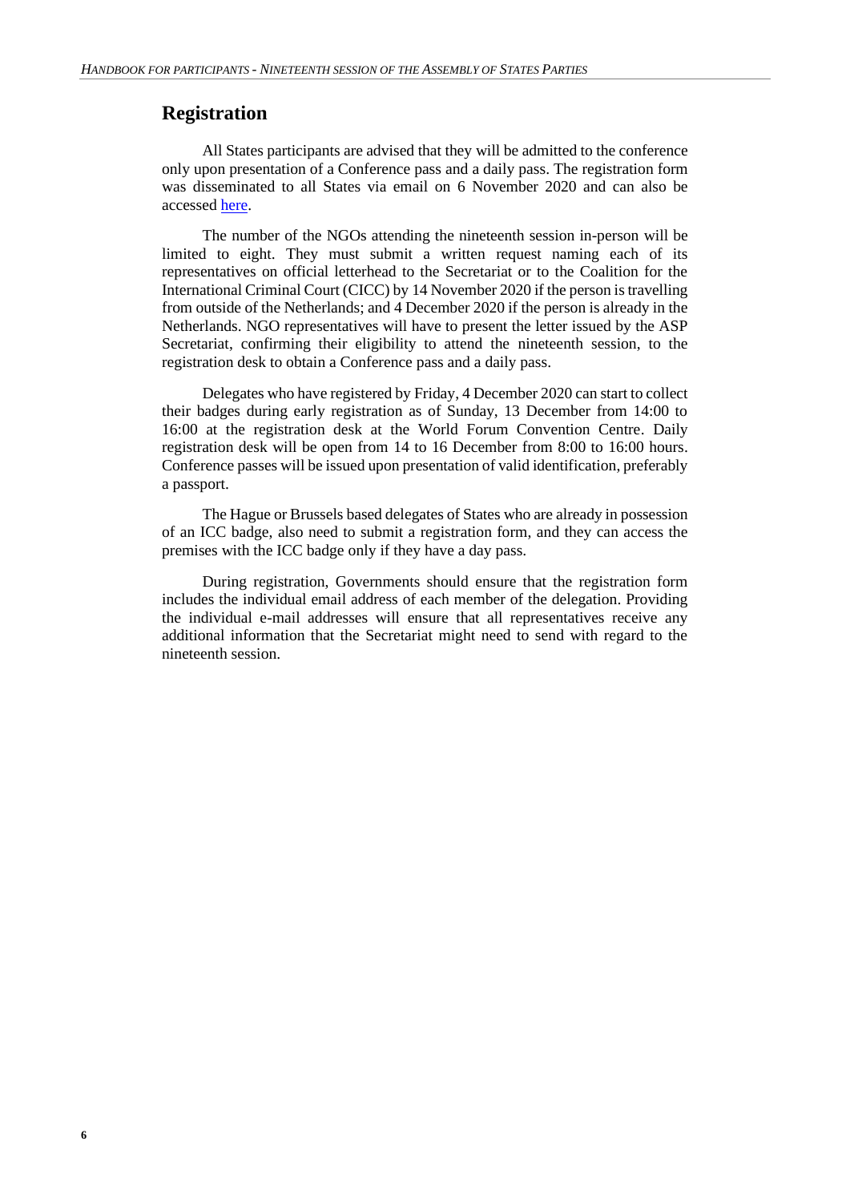## Registration

All States participants are advised that they will be admitted to the conference only upon presentation of a Conference pass and a daily pass. The registration form was disseminated to all States via email on 6 November 2020 and can also be accessed here.

The number of the NGOs attending the nineteenth session in-person will be limited to eight. They must submit a written request naming each of its representatives on official letterhead to the Secretariat or to the Coalition for the International Criminal Court (CICC) by 14 November 2020 if the person is travelling from outside of the Netherlands; and 4 December 2020 if the person is already in the Netherlands. NGO representatives will have to present the letter issued by the ASP Secretariat, confirming their eligibility to attend the nineteenth session, to the registration desk to obtain a Conference pass and a daily pass.

Delegates who have registered by Friday, 4 December 2020 can start to collect their badges during early registration as of Sunday, 13 December from 14:00 to 16:00 at the registration desk at the World Forum Convention Centre. Daily registration desk will be open from 14 to 16 December from 8:00 to 16:00 hours. Conference passes will be issued upon presentation of valid identification, preferably a passport.

The Hague or Brussels based delegates of States who are already in possession of an ICC badge, also need to submit a registration form, and they can access the premises with the ICC badge only if they have a day pass.

During registration, Governments should ensure that the registration form includes the individual email address of each member of the delegation. Providing the individual e-mail addresses will ensure that all representatives receive any additional information that the Secretariat might need to send with regard to the nineteenth session.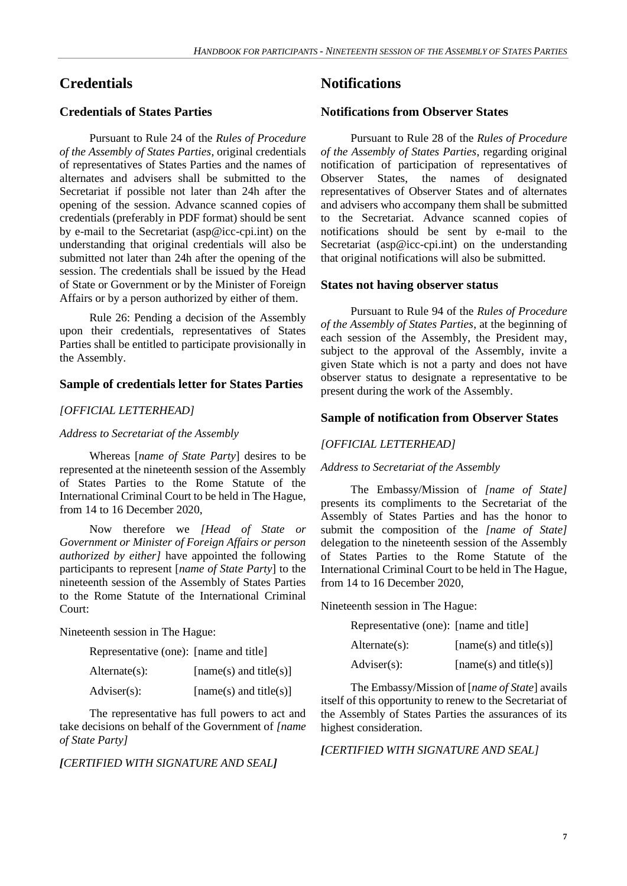# Credentials

## Credentials of States Parties

Pursuant to Rule 24 of the *Rules of Procedure of the Assembly of States Parties*, original credentials of representatives of States Parties and the names of alternates and advisers shall be submitted to the Secretariat if possible not later than 24h after the opening of the session. Advance scanned copies of credentials (preferably in PDF format) should be sent by e-mail to the Secretariat (asp@icc-cpi.int) on the understanding that original credentials will also be submitted not later than 24h after the opening of the session. The credentials shall be issued by the Head of State or Government or by the Minister of Foreign Affairs or by a person authorized by either of them.

Rule 26: Pending a decision of the Assembly upon their credentials, representatives of States Parties shall be entitled to participate provisionally in the Assembly.

## Sample of credentials letter for States Parties

*[OFFICIAL LETTERHEAD]*

*Address to Secretariat of the Assembly*

Whereas [*name of State Party*] desires to be represented at the nineteenth session of the Assembly of States Parties to the Rome Statute of the International Criminal Court to be held in The Hague, from 14 to 16 December 2020,

Now therefore we *[Head of State or Government or Minister of Foreign Affairs or person authorized by either]* have appointed the following participants to represent [*name of State Party*] to the nineteenth session of the Assembly of States Parties to the Rome Statute of the International Criminal Court:

Nineteenth session in The Hague:

| | |
|---|---|
| Representative (one): | [name and title] |
| Alternate(s): | [name(s) and title(s)] |
| Adviser(s): | [name(s) and title(s)] |

The representative has full powers to act and take decisions on behalf of the Government of *[name of State Party]*

***[****CERTIFIED WITH SIGNATURE AND SEAL****]***

# Notifications

## Notifications from Observer States

Pursuant to Rule 28 of the *Rules of Procedure of the Assembly of States Parties*, regarding original notification of participation of representatives of Observer States, the names of designated representatives of Observer States and of alternates and advisers who accompany them shall be submitted to the Secretariat. Advance scanned copies of notifications should be sent by e-mail to the Secretariat (asp@icc-cpi.int) on the understanding that original notifications will also be submitted.

## States not having observer status

Pursuant to Rule 94 of the *Rules of Procedure of the Assembly of States Parties*, at the beginning of each session of the Assembly, the President may, subject to the approval of the Assembly, invite a given State which is not a party and does not have observer status to designate a representative to be present during the work of the Assembly.

## Sample of notification from Observer States

*[OFFICIAL LETTERHEAD]*

*Address to Secretariat of the Assembly*

The Embassy/Mission of *[name of State]* presents its compliments to the Secretariat of the Assembly of States Parties and has the honor to submit the composition of the *[name of State]* delegation to the nineteenth session of the Assembly of States Parties to the Rome Statute of the International Criminal Court to be held in The Hague, from 14 to 16 December 2020,

Nineteenth session in The Hague:

| | |
|---|---|
| Representative (one): | [name and title] |
| Alternate(s): | [name(s) and title(s)] |
| Adviser(s): | [name(s) and title(s)] |

The Embassy/Mission of [*name of State*] avails itself of this opportunity to renew to the Secretariat of the Assembly of States Parties the assurances of its highest consideration.

*[CERTIFIED WITH SIGNATURE AND SEAL]*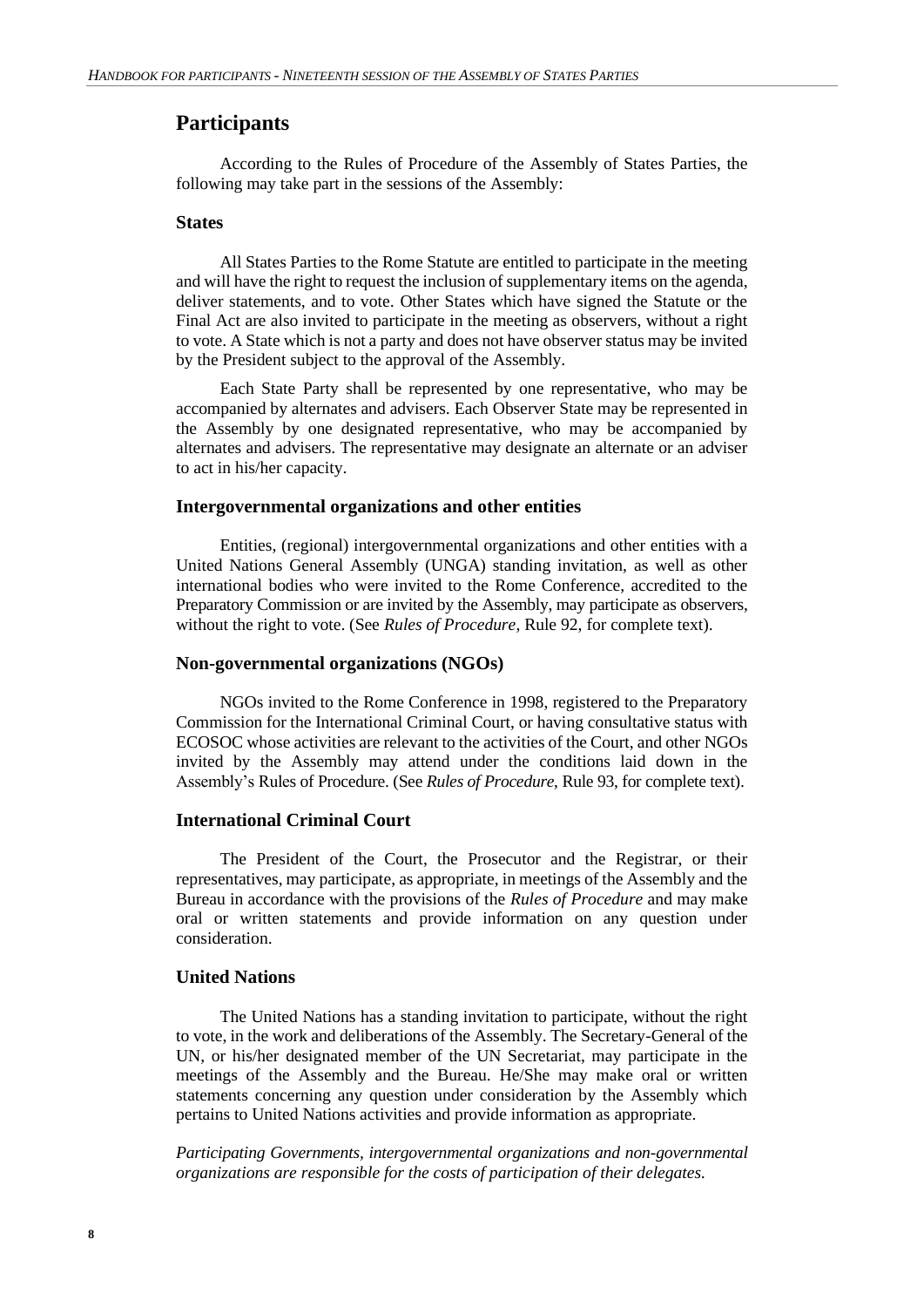## Participants

According to the Rules of Procedure of the Assembly of States Parties, the following may take part in the sessions of the Assembly:

### States

All States Parties to the Rome Statute are entitled to participate in the meeting and will have the right to request the inclusion of supplementary items on the agenda, deliver statements, and to vote. Other States which have signed the Statute or the Final Act are also invited to participate in the meeting as observers, without a right to vote. A State which is not a party and does not have observer status may be invited by the President subject to the approval of the Assembly.

Each State Party shall be represented by one representative, who may be accompanied by alternates and advisers. Each Observer State may be represented in the Assembly by one designated representative, who may be accompanied by alternates and advisers. The representative may designate an alternate or an adviser to act in his/her capacity.

### Intergovernmental organizations and other entities

Entities, (regional) intergovernmental organizations and other entities with a United Nations General Assembly (UNGA) standing invitation, as well as other international bodies who were invited to the Rome Conference, accredited to the Preparatory Commission or are invited by the Assembly, may participate as observers, without the right to vote. (See *Rules of Procedure*, Rule 92, for complete text).

### Non-governmental organizations (NGOs)

NGOs invited to the Rome Conference in 1998, registered to the Preparatory Commission for the International Criminal Court, or having consultative status with ECOSOC whose activities are relevant to the activities of the Court, and other NGOs invited by the Assembly may attend under the conditions laid down in the Assembly's Rules of Procedure. (See *Rules of Procedure*, Rule 93, for complete text).

### International Criminal Court

The President of the Court, the Prosecutor and the Registrar, or their representatives, may participate, as appropriate, in meetings of the Assembly and the Bureau in accordance with the provisions of the *Rules of Procedure* and may make oral or written statements and provide information on any question under consideration.

### United Nations

The United Nations has a standing invitation to participate, without the right to vote, in the work and deliberations of the Assembly. The Secretary-General of the UN, or his/her designated member of the UN Secretariat, may participate in the meetings of the Assembly and the Bureau. He/She may make oral or written statements concerning any question under consideration by the Assembly which pertains to United Nations activities and provide information as appropriate.

*Participating Governments, intergovernmental organizations and non-governmental organizations are responsible for the costs of participation of their delegates.*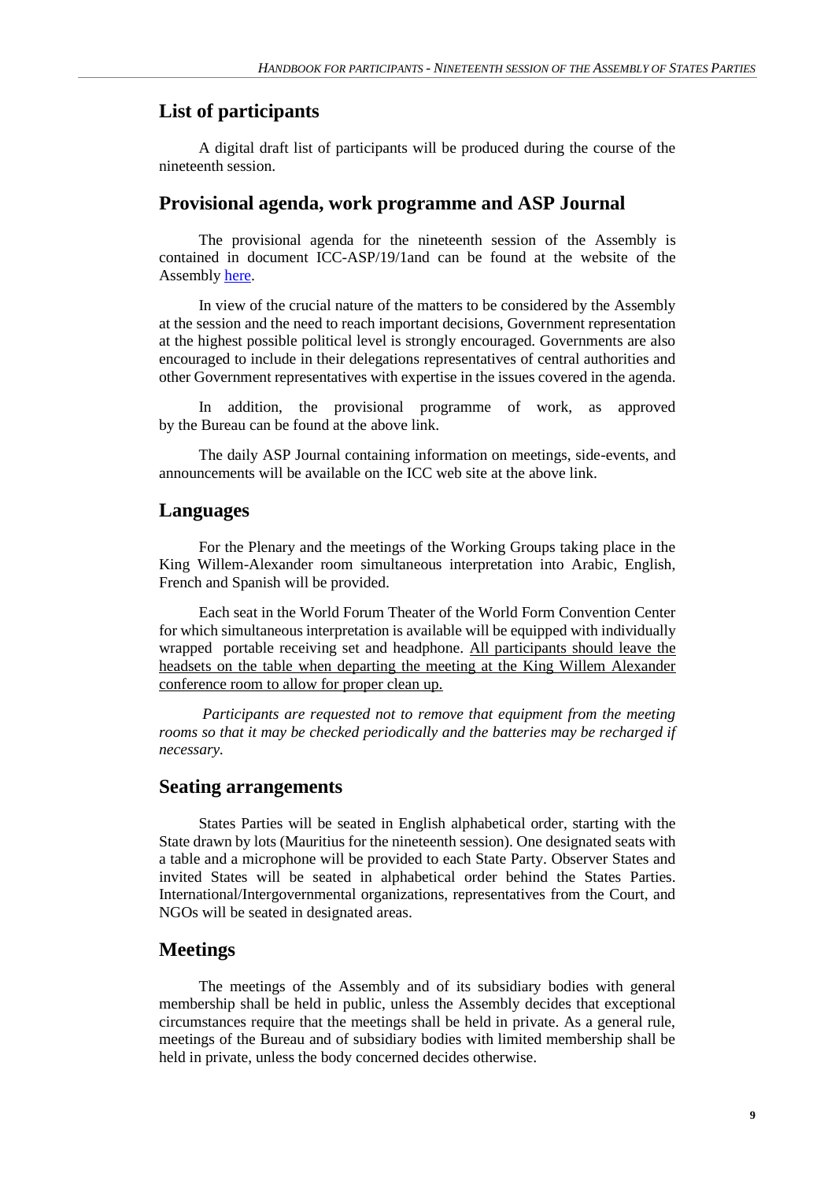## List of participants

A digital draft list of participants will be produced during the course of the nineteenth session.

## Provisional agenda, work programme and ASP Journal

The provisional agenda for the nineteenth session of the Assembly is contained in document ICC-ASP/19/1and can be found at the website of the Assembly here.

In view of the crucial nature of the matters to be considered by the Assembly at the session and the need to reach important decisions, Government representation at the highest possible political level is strongly encouraged. Governments are also encouraged to include in their delegations representatives of central authorities and other Government representatives with expertise in the issues covered in the agenda.

In addition, the provisional programme of work, as approved by the Bureau can be found at the above link.

The daily ASP Journal containing information on meetings, side-events, and announcements will be available on the ICC web site at the above link.

## Languages

For the Plenary and the meetings of the Working Groups taking place in the King Willem-Alexander room simultaneous interpretation into Arabic, English, French and Spanish will be provided.

Each seat in the World Forum Theater of the World Form Convention Center for which simultaneous interpretation is available will be equipped with individually wrapped portable receiving set and headphone. <u>All participants should leave the headsets on the table when departing the meeting at the King Willem Alexander conference room to allow for proper clean up.</u>

*Participants are requested not to remove that equipment from the meeting rooms so that it may be checked periodically and the batteries may be recharged if necessary.*

## Seating arrangements

States Parties will be seated in English alphabetical order, starting with the State drawn by lots (Mauritius for the nineteenth session). One designated seats with a table and a microphone will be provided to each State Party. Observer States and invited States will be seated in alphabetical order behind the States Parties. International/Intergovernmental organizations, representatives from the Court, and NGOs will be seated in designated areas.

## Meetings

The meetings of the Assembly and of its subsidiary bodies with general membership shall be held in public, unless the Assembly decides that exceptional circumstances require that the meetings shall be held in private. As a general rule, meetings of the Bureau and of subsidiary bodies with limited membership shall be held in private, unless the body concerned decides otherwise.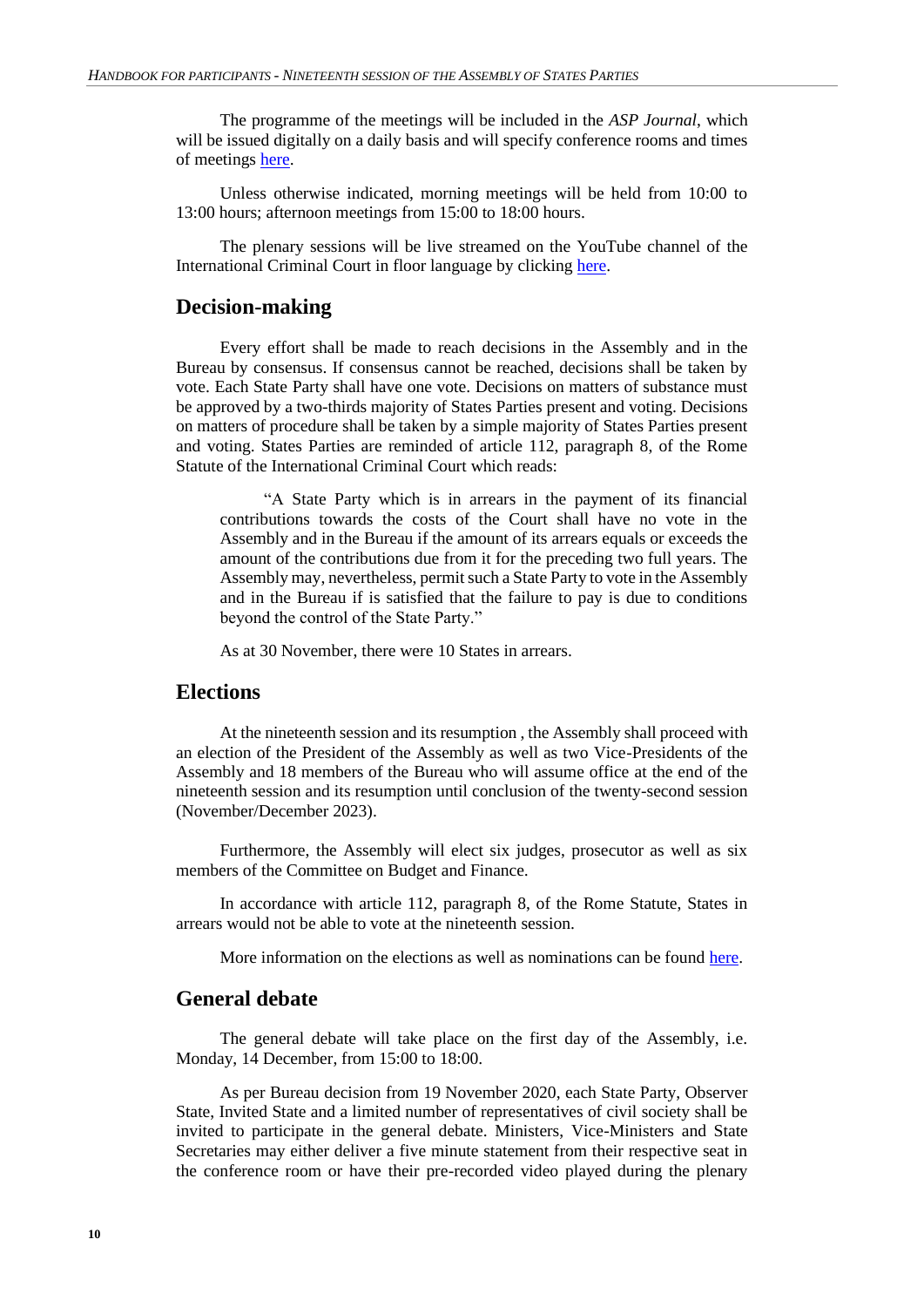The programme of the meetings will be included in the *ASP Journal*, which will be issued digitally on a daily basis and will specify conference rooms and times of meetings here.

Unless otherwise indicated, morning meetings will be held from 10:00 to 13:00 hours; afternoon meetings from 15:00 to 18:00 hours.

The plenary sessions will be live streamed on the YouTube channel of the International Criminal Court in floor language by clicking here.

## Decision-making

Every effort shall be made to reach decisions in the Assembly and in the Bureau by consensus. If consensus cannot be reached, decisions shall be taken by vote. Each State Party shall have one vote. Decisions on matters of substance must be approved by a two-thirds majority of States Parties present and voting. Decisions on matters of procedure shall be taken by a simple majority of States Parties present and voting. States Parties are reminded of article 112, paragraph 8, of the Rome Statute of the International Criminal Court which reads:

> "A State Party which is in arrears in the payment of its financial contributions towards the costs of the Court shall have no vote in the Assembly and in the Bureau if the amount of its arrears equals or exceeds the amount of the contributions due from it for the preceding two full years. The Assembly may, nevertheless, permit such a State Party to vote in the Assembly and in the Bureau if is satisfied that the failure to pay is due to conditions beyond the control of the State Party."

As at 30 November, there were 10 States in arrears.

## Elections

At the nineteenth session and its resumption , the Assembly shall proceed with an election of the President of the Assembly as well as two Vice-Presidents of the Assembly and 18 members of the Bureau who will assume office at the end of the nineteenth session and its resumption until conclusion of the twenty-second session (November/December 2023).

Furthermore, the Assembly will elect six judges, prosecutor as well as six members of the Committee on Budget and Finance.

In accordance with article 112, paragraph 8, of the Rome Statute, States in arrears would not be able to vote at the nineteenth session.

More information on the elections as well as nominations can be found here.

## General debate

The general debate will take place on the first day of the Assembly, i.e. Monday, 14 December, from 15:00 to 18:00.

As per Bureau decision from 19 November 2020, each State Party, Observer State, Invited State and a limited number of representatives of civil society shall be invited to participate in the general debate. Ministers, Vice-Ministers and State Secretaries may either deliver a five minute statement from their respective seat in the conference room or have their pre-recorded video played during the plenary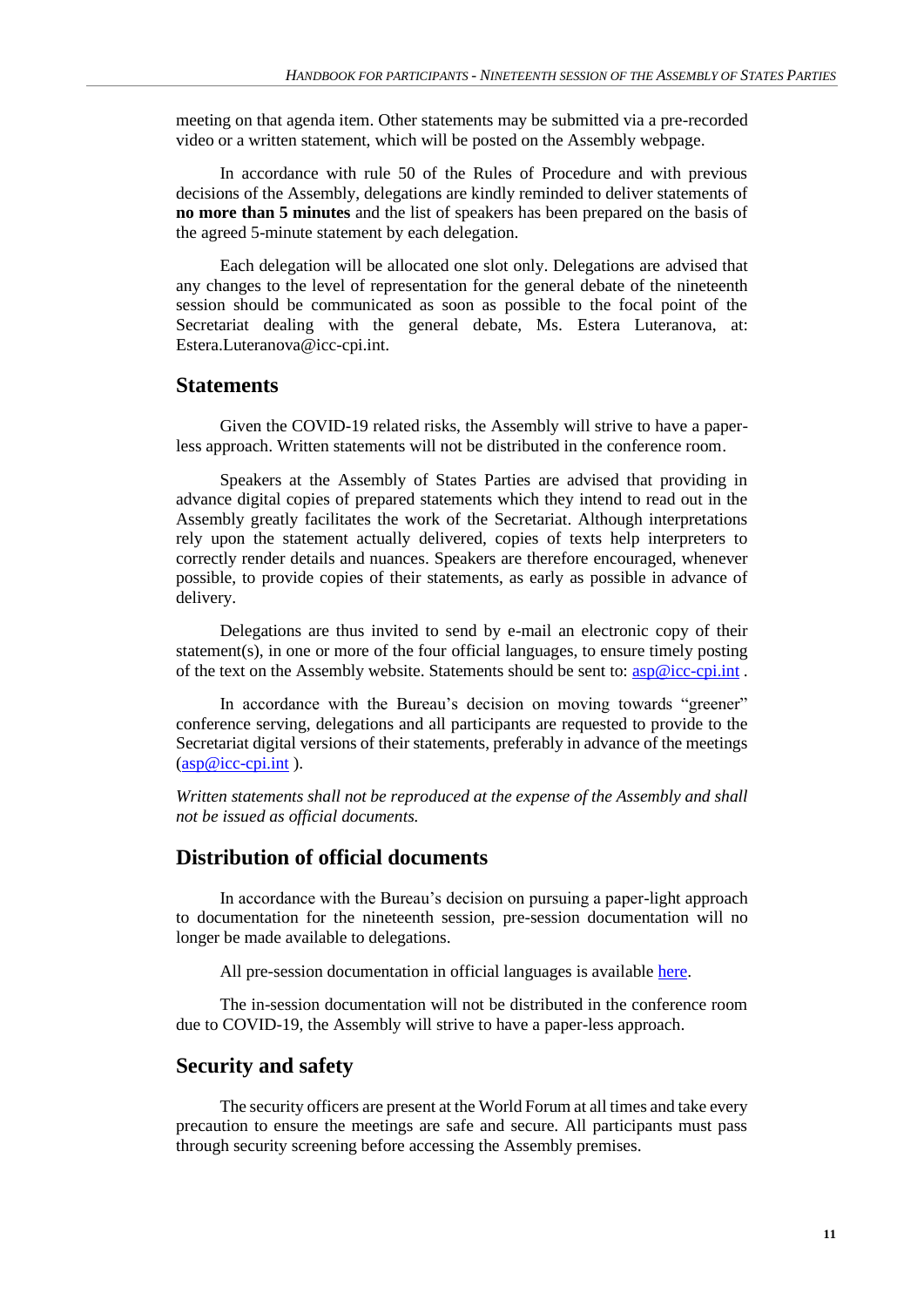meeting on that agenda item. Other statements may be submitted via a pre-recorded video or a written statement, which will be posted on the Assembly webpage.

In accordance with rule 50 of the Rules of Procedure and with previous decisions of the Assembly, delegations are kindly reminded to deliver statements of **no more than 5 minutes** and the list of speakers has been prepared on the basis of the agreed 5-minute statement by each delegation.

Each delegation will be allocated one slot only. Delegations are advised that any changes to the level of representation for the general debate of the nineteenth session should be communicated as soon as possible to the focal point of the Secretariat dealing with the general debate, Ms. Estera Luteranova, at: Estera.Luteranova@icc-cpi.int.

## Statements

Given the COVID-19 related risks, the Assembly will strive to have a paper-less approach. Written statements will not be distributed in the conference room.

Speakers at the Assembly of States Parties are advised that providing in advance digital copies of prepared statements which they intend to read out in the Assembly greatly facilitates the work of the Secretariat. Although interpretations rely upon the statement actually delivered, copies of texts help interpreters to correctly render details and nuances. Speakers are therefore encouraged, whenever possible, to provide copies of their statements, as early as possible in advance of delivery.

Delegations are thus invited to send by e-mail an electronic copy of their statement(s), in one or more of the four official languages, to ensure timely posting of the text on the Assembly website. Statements should be sent to: asp@icc-cpi.int .

In accordance with the Bureau's decision on moving towards "greener" conference serving, delegations and all participants are requested to provide to the Secretariat digital versions of their statements, preferably in advance of the meetings (asp@icc-cpi.int ).

*Written statements shall not be reproduced at the expense of the Assembly and shall not be issued as official documents.*

## Distribution of official documents

In accordance with the Bureau's decision on pursuing a paper-light approach to documentation for the nineteenth session, pre-session documentation will no longer be made available to delegations.

All pre-session documentation in official languages is available here.

The in-session documentation will not be distributed in the conference room due to COVID-19, the Assembly will strive to have a paper-less approach.

## Security and safety

The security officers are present at the World Forum at all times and take every precaution to ensure the meetings are safe and secure. All participants must pass through security screening before accessing the Assembly premises.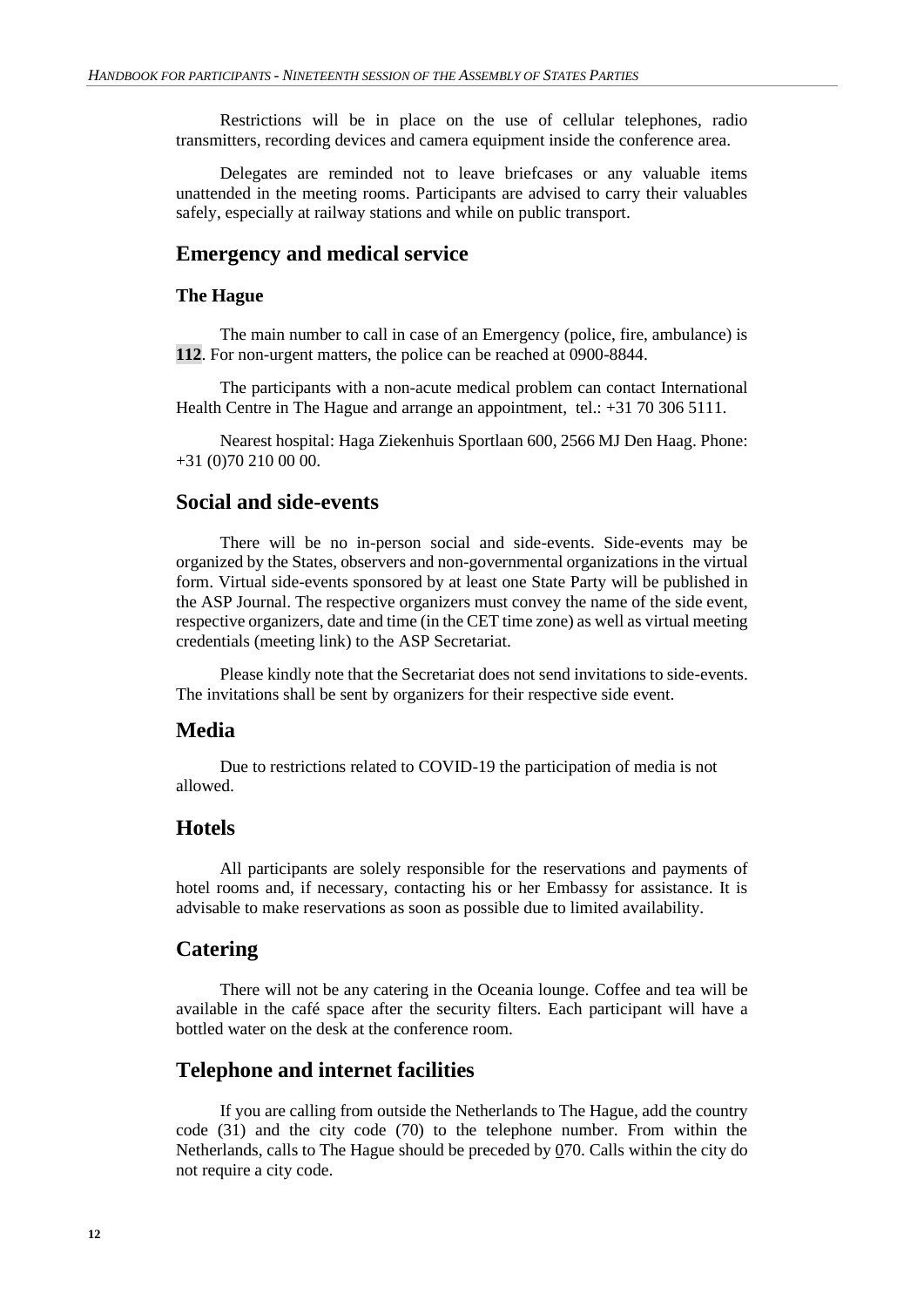Restrictions will be in place on the use of cellular telephones, radio transmitters, recording devices and camera equipment inside the conference area.

Delegates are reminded not to leave briefcases or any valuable items unattended in the meeting rooms. Participants are advised to carry their valuables safely, especially at railway stations and while on public transport.

## Emergency and medical service

### The Hague

The main number to call in case of an Emergency (police, fire, ambulance) is **112**. For non-urgent matters, the police can be reached at 0900-8844.

The participants with a non-acute medical problem can contact International Health Centre in The Hague and arrange an appointment, tel.: +31 70 306 5111.

Nearest hospital: Haga Ziekenhuis Sportlaan 600, 2566 MJ Den Haag. Phone: +31 (0)70 210 00 00.

## Social and side-events

There will be no in-person social and side-events. Side-events may be organized by the States, observers and non-governmental organizations in the virtual form. Virtual side-events sponsored by at least one State Party will be published in the ASP Journal. The respective organizers must convey the name of the side event, respective organizers, date and time (in the CET time zone) as well as virtual meeting credentials (meeting link) to the ASP Secretariat.

Please kindly note that the Secretariat does not send invitations to side-events. The invitations shall be sent by organizers for their respective side event.

## Media

Due to restrictions related to COVID-19 the participation of media is not allowed.

## Hotels

All participants are solely responsible for the reservations and payments of hotel rooms and, if necessary, contacting his or her Embassy for assistance. It is advisable to make reservations as soon as possible due to limited availability.

## Catering

There will not be any catering in the Oceania lounge. Coffee and tea will be available in the café space after the security filters. Each participant will have a bottled water on the desk at the conference room.

## Telephone and internet facilities

If you are calling from outside the Netherlands to The Hague, add the country code (31) and the city code (70) to the telephone number. From within the Netherlands, calls to The Hague should be preceded by 070. Calls within the city do not require a city code.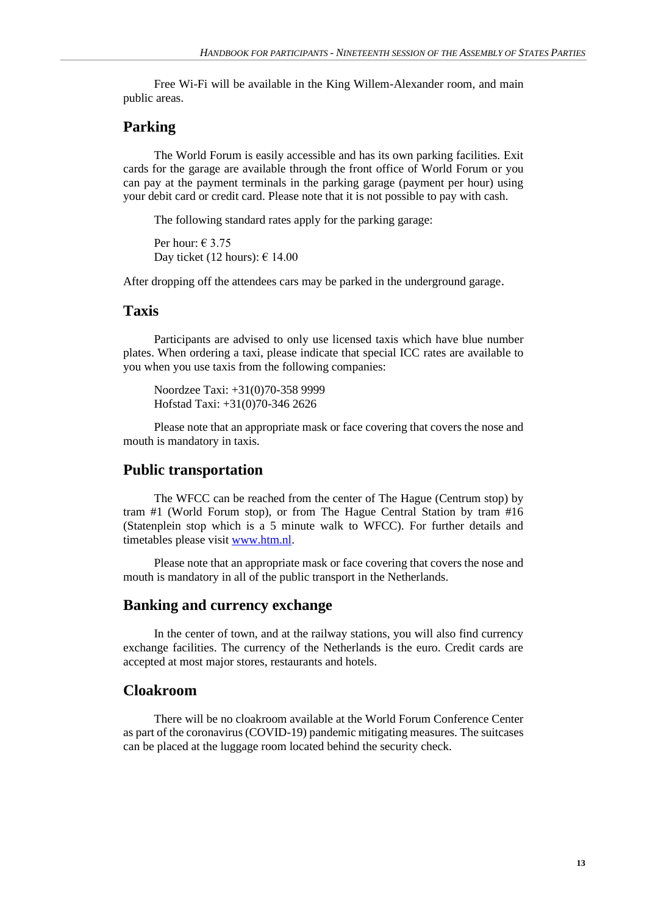Free Wi-Fi will be available in the King Willem-Alexander room, and main public areas.

## Parking

The World Forum is easily accessible and has its own parking facilities. Exit cards for the garage are available through the front office of World Forum or you can pay at the payment terminals in the parking garage (payment per hour) using your debit card or credit card. Please note that it is not possible to pay with cash.

The following standard rates apply for the parking garage:

Per hour: € 3.75
Day ticket (12 hours): € 14.00

After dropping off the attendees cars may be parked in the underground garage.

## Taxis

Participants are advised to only use licensed taxis which have blue number plates. When ordering a taxi, please indicate that special ICC rates are available to you when you use taxis from the following companies:

Noordzee Taxi: +31(0)70-358 9999
Hofstad Taxi: +31(0)70-346 2626

Please note that an appropriate mask or face covering that covers the nose and mouth is mandatory in taxis.

## Public transportation

The WFCC can be reached from the center of The Hague (Centrum stop) by tram #1 (World Forum stop), or from The Hague Central Station by tram #16 (Statenplein stop which is a 5 minute walk to WFCC). For further details and timetables please visit [www.htm.nl](www.htm.nl).

Please note that an appropriate mask or face covering that covers the nose and mouth is mandatory in all of the public transport in the Netherlands.

## Banking and currency exchange

In the center of town, and at the railway stations, you will also find currency exchange facilities. The currency of the Netherlands is the euro. Credit cards are accepted at most major stores, restaurants and hotels.

## Cloakroom

There will be no cloakroom available at the World Forum Conference Center as part of the coronavirus (COVID-19) pandemic mitigating measures. The suitcases can be placed at the luggage room located behind the security check.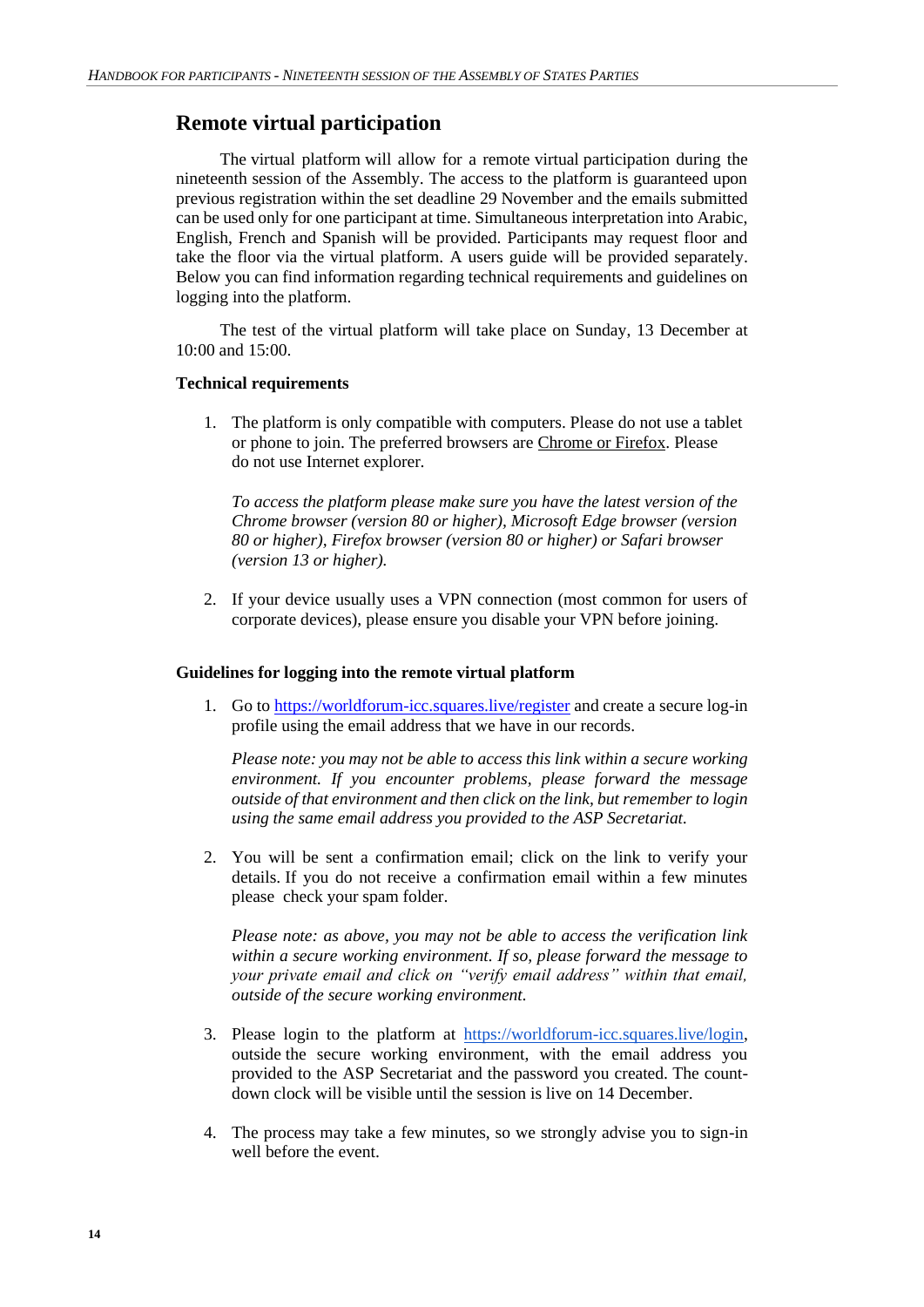## Remote virtual participation

The virtual platform will allow for a remote virtual participation during the nineteenth session of the Assembly. The access to the platform is guaranteed upon previous registration within the set deadline 29 November and the emails submitted can be used only for one participant at time. Simultaneous interpretation into Arabic, English, French and Spanish will be provided. Participants may request floor and take the floor via the virtual platform. A users guide will be provided separately. Below you can find information regarding technical requirements and guidelines on logging into the platform.

The test of the virtual platform will take place on Sunday, 13 December at 10:00 and 15:00.

### Technical requirements

1. The platform is only compatible with computers. Please do not use a tablet or phone to join. The preferred browsers are Chrome or Firefox. Please do not use Internet explorer.

   *To access the platform please make sure you have the latest version of the Chrome browser (version 80 or higher), Microsoft Edge browser (version 80 or higher), Firefox browser (version 80 or higher) or Safari browser (version 13 or higher).*

2. If your device usually uses a VPN connection (most common for users of corporate devices), please ensure you disable your VPN before joining.

### Guidelines for logging into the remote virtual platform

1. Go to https://worldforum-icc.squares.live/register and create a secure log-in profile using the email address that we have in our records.

   *Please note: you may not be able to access this link within a secure working environment. If you encounter problems, please forward the message outside of that environment and then click on the link, but remember to login using the same email address you provided to the ASP Secretariat.*

2. You will be sent a confirmation email; click on the link to verify your details. If you do not receive a confirmation email within a few minutes please check your spam folder.

   *Please note: as above, you may not be able to access the verification link within a secure working environment. If so, please forward the message to your private email and click on "verify email address" within that email, outside of the secure working environment.*

3. Please login to the platform at https://worldforum-icc.squares.live/login, outside the secure working environment, with the email address you provided to the ASP Secretariat and the password you created. The count-down clock will be visible until the session is live on 14 December.

4. The process may take a few minutes, so we strongly advise you to sign-in well before the event.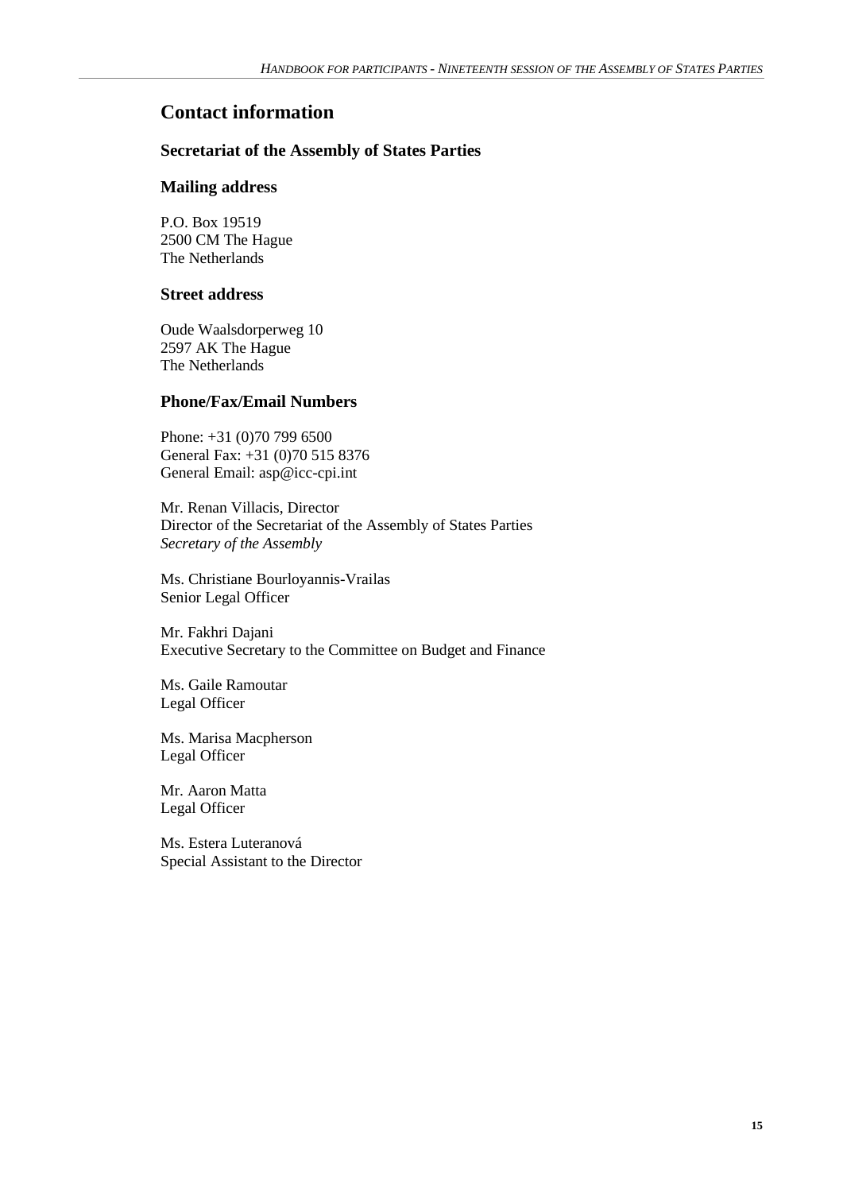# Contact information

## Secretariat of the Assembly of States Parties

### Mailing address

P.O. Box 19519
2500 CM The Hague
The Netherlands

### Street address

Oude Waalsdorperweg 10
2597 AK The Hague
The Netherlands

### Phone/Fax/Email Numbers

Phone: +31 (0)70 799 6500
General Fax: +31 (0)70 515 8376
General Email: asp@icc-cpi.int

Mr. Renan Villacis, Director
Director of the Secretariat of the Assembly of States Parties
*Secretary of the Assembly*

Ms. Christiane Bourloyannis-Vrailas
Senior Legal Officer

Mr. Fakhri Dajani
Executive Secretary to the Committee on Budget and Finance

Ms. Gaile Ramoutar
Legal Officer

Ms. Marisa Macpherson
Legal Officer

Mr. Aaron Matta
Legal Officer

Ms. Estera Luteranová
Special Assistant to the Director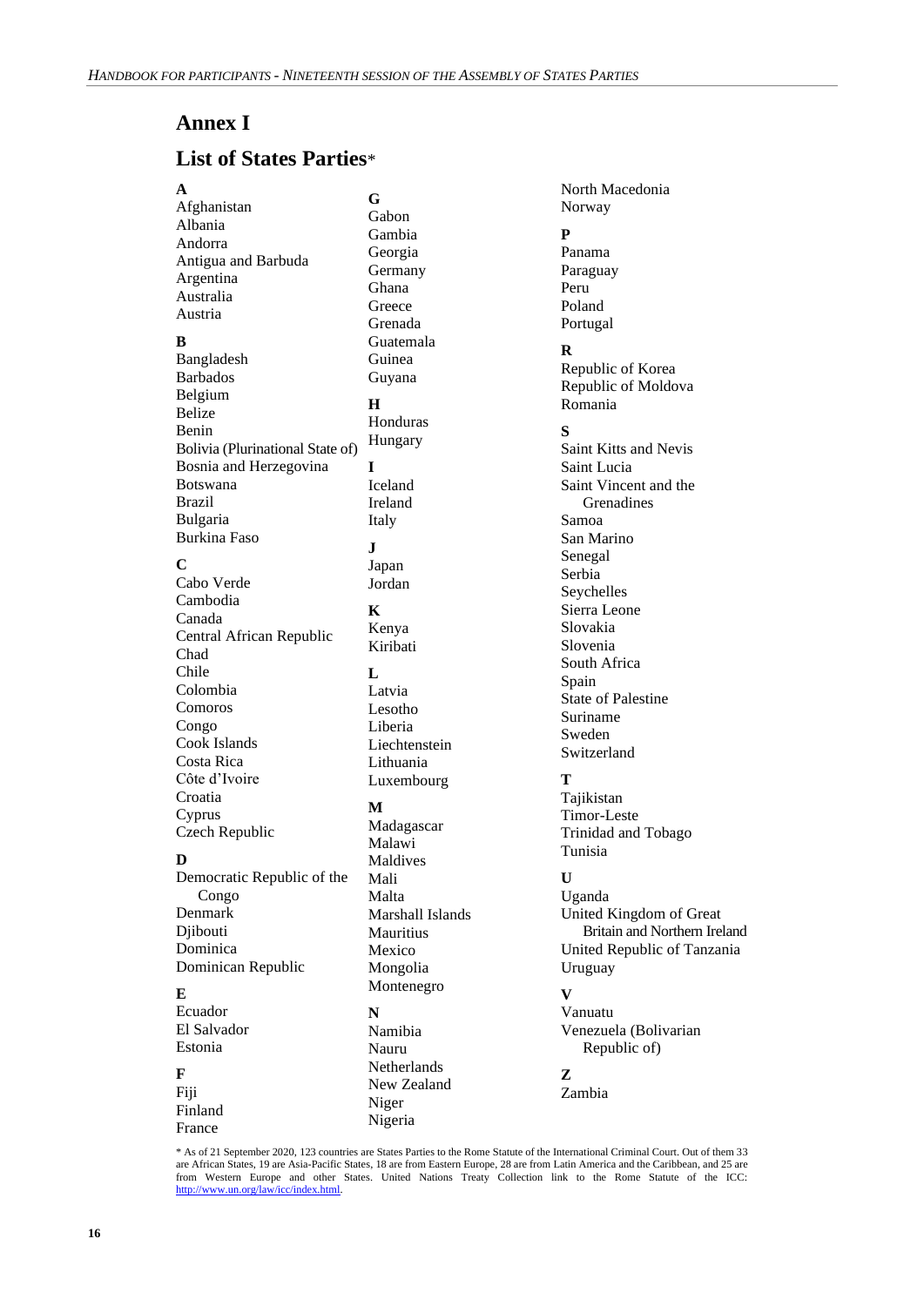# Annex I

## List of States Parties*

**A**

Afghanistan
Albania
Andorra
Antigua and Barbuda
Argentina
Australia
Austria

**B**

Bangladesh
Barbados
Belgium
Belize
Benin
Bolivia (Plurinational State of)
Bosnia and Herzegovina
Botswana
Brazil
Bulgaria
Burkina Faso

**C**

Cabo Verde
Cambodia
Canada
Central African Republic
Chad
Chile
Colombia
Comoros
Congo
Cook Islands
Costa Rica
Côte d'Ivoire
Croatia
Cyprus
Czech Republic

**D**

Democratic Republic of the Congo
Denmark
Djibouti
Dominica
Dominican Republic

**E**

Ecuador
El Salvador
Estonia

**F**

Fiji
Finland
France

**G**

Gabon
Gambia
Georgia
Germany
Ghana
Greece
Grenada
Guatemala
Guinea
Guyana

**H**

Honduras
Hungary

**I**

Iceland
Ireland
Italy

**J**

Japan
Jordan

**K**

Kenya
Kiribati

**L**

Latvia
Lesotho
Liberia
Liechtenstein
Lithuania
Luxembourg

**M**

Madagascar
Malawi
Maldives
Mali
Malta
Marshall Islands
Mauritius
Mexico
Mongolia
Montenegro

**N**

Namibia
Nauru
Netherlands
New Zealand
Niger
Nigeria
North Macedonia
Norway

**P**

Panama
Paraguay
Peru
Poland
Portugal

**R**

Republic of Korea
Republic of Moldova
Romania

**S**

Saint Kitts and Nevis
Saint Lucia
Saint Vincent and the Grenadines
Samoa
San Marino
Senegal
Serbia
Seychelles
Sierra Leone
Slovakia
Slovenia
South Africa
Spain
State of Palestine
Suriname
Sweden
Switzerland

**T**

Tajikistan
Timor-Leste
Trinidad and Tobago
Tunisia

**U**

Uganda
United Kingdom of Great Britain and Northern Ireland
United Republic of Tanzania
Uruguay

**V**

Vanuatu
Venezuela (Bolivarian Republic of)

**Z**

Zambia

* As of 21 September 2020, 123 countries are States Parties to the Rome Statute of the International Criminal Court. Out of them 33 are African States, 19 are Asia-Pacific States, 18 are from Eastern Europe, 28 are from Latin America and the Caribbean, and 25 are from Western Europe and other States. United Nations Treaty Collection link to the Rome Statute of the ICC: http://www.un.org/law/icc/index.html.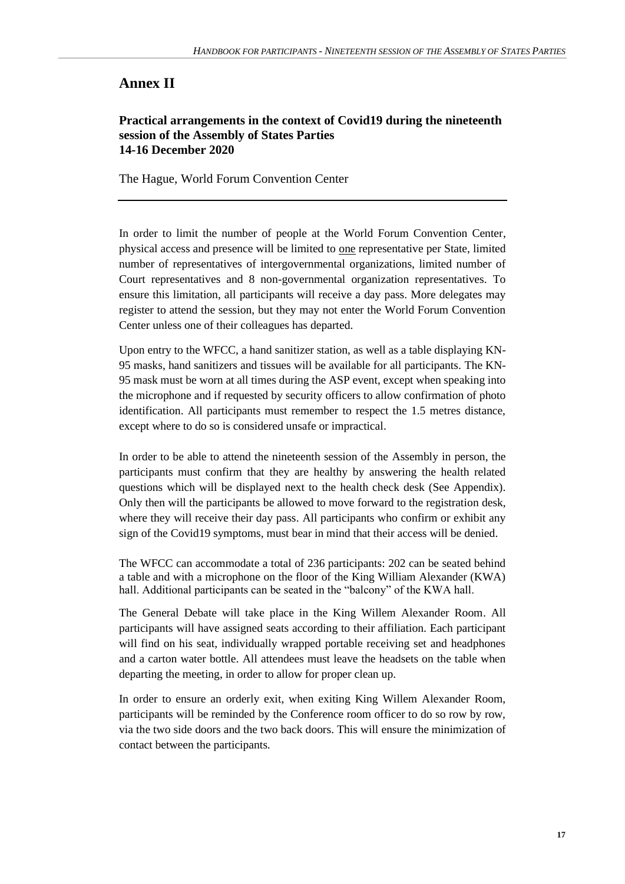# Annex II

### Practical arrangements in the context of Covid19 during the nineteenth session of the Assembly of States Parties 14-16 December 2020

The Hague, World Forum Convention Center

---

In order to limit the number of people at the World Forum Convention Center, physical access and presence will be limited to one representative per State, limited number of representatives of intergovernmental organizations, limited number of Court representatives and 8 non-governmental organization representatives. To ensure this limitation, all participants will receive a day pass. More delegates may register to attend the session, but they may not enter the World Forum Convention Center unless one of their colleagues has departed.

Upon entry to the WFCC, a hand sanitizer station, as well as a table displaying KN-95 masks, hand sanitizers and tissues will be available for all participants. The KN-95 mask must be worn at all times during the ASP event, except when speaking into the microphone and if requested by security officers to allow confirmation of photo identification. All participants must remember to respect the 1.5 metres distance, except where to do so is considered unsafe or impractical.

In order to be able to attend the nineteenth session of the Assembly in person, the participants must confirm that they are healthy by answering the health related questions which will be displayed next to the health check desk (See Appendix). Only then will the participants be allowed to move forward to the registration desk, where they will receive their day pass. All participants who confirm or exhibit any sign of the Covid19 symptoms, must bear in mind that their access will be denied.

The WFCC can accommodate a total of 236 participants: 202 can be seated behind a table and with a microphone on the floor of the King William Alexander (KWA) hall. Additional participants can be seated in the "balcony" of the KWA hall.

The General Debate will take place in the King Willem Alexander Room. All participants will have assigned seats according to their affiliation. Each participant will find on his seat, individually wrapped portable receiving set and headphones and a carton water bottle. All attendees must leave the headsets on the table when departing the meeting, in order to allow for proper clean up.

In order to ensure an orderly exit, when exiting King Willem Alexander Room, participants will be reminded by the Conference room officer to do so row by row, via the two side doors and the two back doors. This will ensure the minimization of contact between the participants.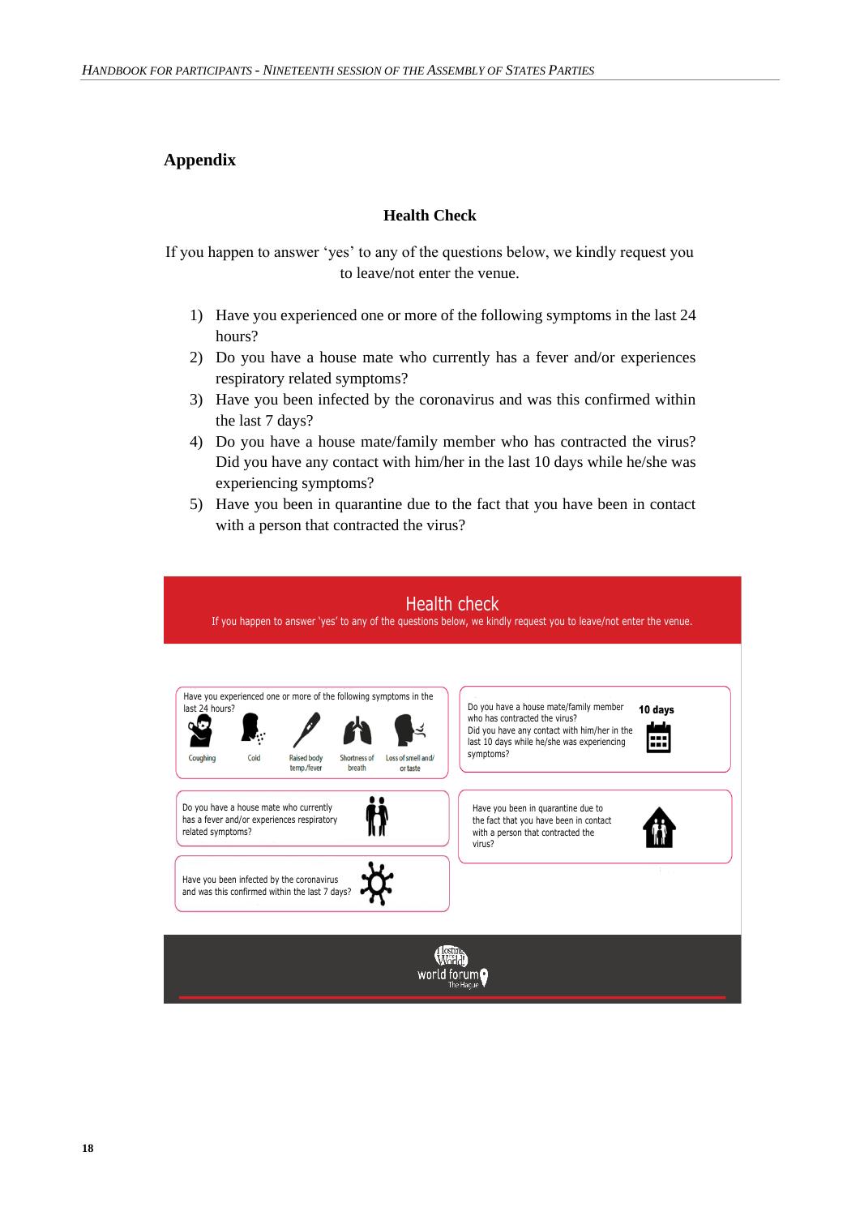## Appendix

### Health Check

If you happen to answer 'yes' to any of the questions below, we kindly request you to leave/not enter the venue.

1) Have you experienced one or more of the following symptoms in the last 24 hours?
2) Do you have a house mate who currently has a fever and/or experiences respiratory related symptoms?
3) Have you been infected by the coronavirus and was this confirmed within the last 7 days?
4) Do you have a house mate/family member who has contracted the virus? Did you have any contact with him/her in the last 10 days while he/she was experiencing symptoms?
5) Have you been in quarantine due to the fact that you have been in contact with a person that contracted the virus?

Health check

If you happen to answer 'yes' to any of the questions below, we kindly request you to leave/not enter the venue.

Have you experienced one or more of the following symptoms in the last 24 hours?

Coughing
Cold
Raised body temp./fever
Shortness of breath
Loss of smell and/ or taste

Do you have a house mate/family member who has contracted the virus? Did you have any contact with him/her in the last 10 days while he/she was experiencing symptoms?

10 days

Do you have a house mate who currently has a fever and/or experiences respiratory related symptoms?

Have you been in quarantine due to the fact that you have been in contact with a person that contracted the virus?

Have you been infected by the coronavirus and was this confirmed within the last 7 days?

Hosting the World
world forum
The Hague